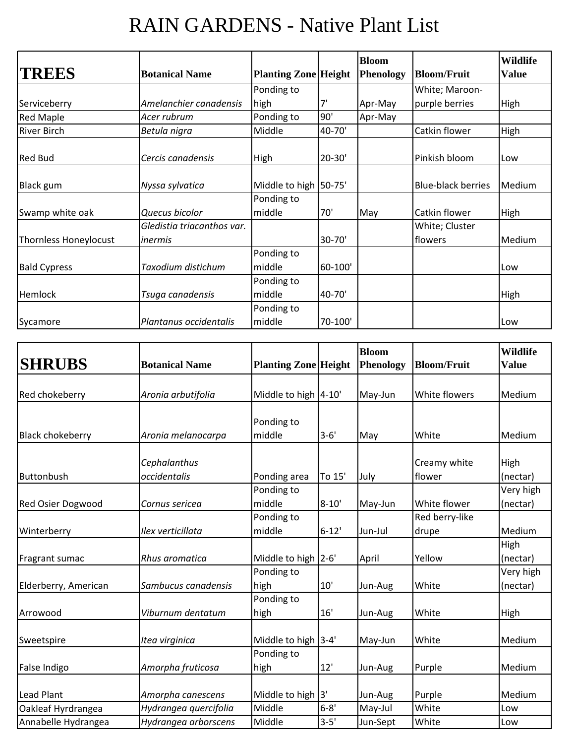# RAIN GARDENS - Native Plant List

| TREES | Botanical Name | Planting Zone | Height | Bloom Phenology | Bloom/Fruit | Wildlife Value |
|---|---|---|---|---|---|---|
| Serviceberry | *Amelanchier canadensis* | Ponding to high | 7' | Apr-May | White; Maroon-purple berries | High |
| Red Maple | *Acer rubrum* | Ponding to | 90' | Apr-May | | |
| River Birch | *Betula nigra* | Middle | 40-70' | | Catkin flower | High |
| Red Bud | *Cercis canadensis* | High | 20-30' | | Pinkish bloom | Low |
| Black gum | *Nyssa sylvatica* | Middle to high | 50-75' | | Blue-black berries | Medium |
| Swamp white oak | *Quecus bicolor* | Ponding to middle | 70' | May | Catkin flower | High |
| Thornless Honeylocust | *Gledistia triacanthos var. inermis* | | 30-70' | | White; Cluster flowers | Medium |
| Bald Cypress | *Taxodium distichum* | Ponding to middle | 60-100' | | | Low |
| Hemlock | *Tsuga canadensis* | Ponding to middle | 40-70' | | | High |
| Sycamore | *Plantanus occidentalis* | Ponding to middle | 70-100' | | | Low |

| SHRUBS | Botanical Name | Planting Zone | Height | Bloom Phenology | Bloom/Fruit | Wildlife Value |
|---|---|---|---|---|---|---|
| Red chokeberry | *Aronia arbutifolia* | Middle to high | 4-10' | May-Jun | White flowers | Medium |
| Black chokeberry | *Aronia melanocarpa* | Ponding to middle | 3-6' | May | White | Medium |
| Buttonbush | *Cephalanthus occidentalis* | Ponding area | To 15' | July | Creamy white flower | High (nectar) |
| Red Osier Dogwood | *Cornus sericea* | Ponding to middle | 8-10' | May-Jun | White flower | Very high (nectar) |
| Winterberry | *Ilex verticillata* | Ponding to middle | 6-12' | Jun-Jul | Red berry-like drupe | Medium |
| Fragrant sumac | *Rhus aromatica* | Middle to high | 2-6' | April | Yellow | High (nectar) |
| Elderberry, American | *Sambucus canadensis* | Ponding to high | 10' | Jun-Aug | White | Very high (nectar) |
| Arrowood | *Viburnum dentatum* | Ponding to high | 16' | Jun-Aug | White | High |
| Sweetspire | *Itea virginica* | Middle to high | 3-4' | May-Jun | White | Medium |
| False Indigo | *Amorpha fruticosa* | Ponding to high | 12' | Jun-Aug | Purple | Medium |
| Lead Plant | *Amorpha canescens* | Middle to high | 3' | Jun-Aug | Purple | Medium |
| Oakleaf Hyrdrangea | *Hydrangea quercifolia* | Middle | 6-8' | May-Jul | White | Low |
| Annabelle Hydrangea | *Hydrangea arborscens* | Middle | 3-5' | Jun-Sept | White | Low |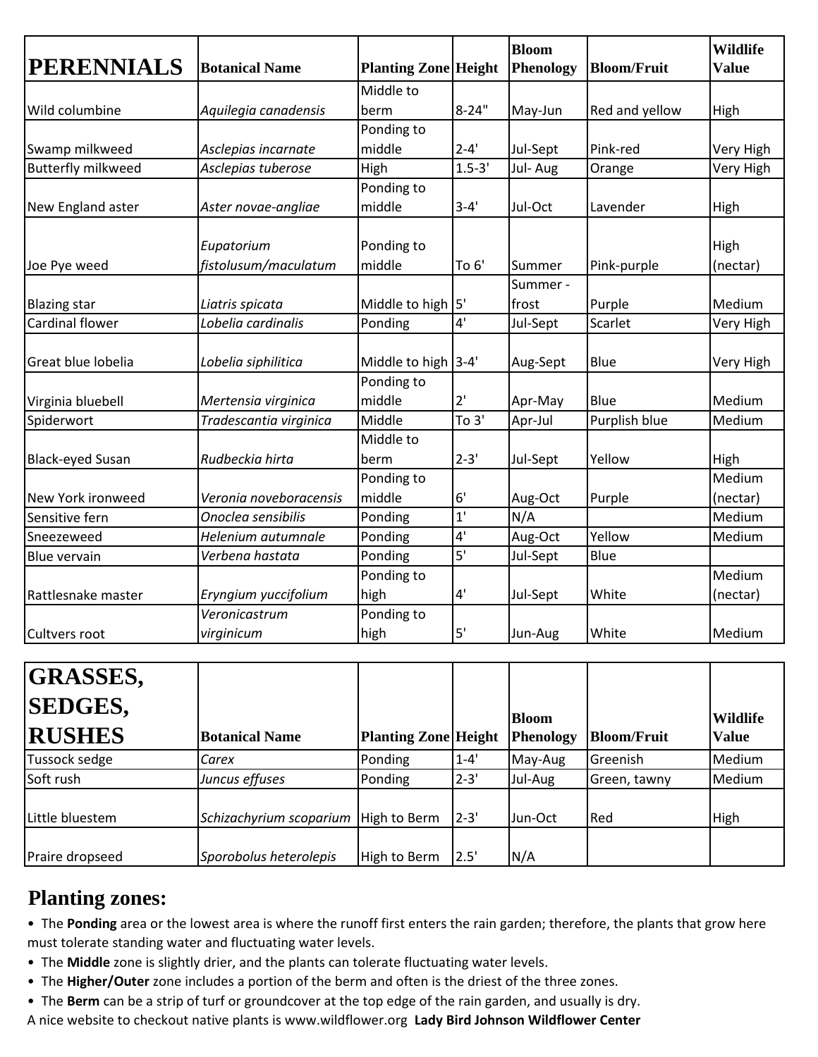| PERENNIALS | Botanical Name | Planting Zone | Height | Bloom Phenology | Bloom/Fruit | Wildlife Value |
|---|---|---|---|---|---|---|
| Wild columbine | *Aquilegia canadensis* | Middle to berm | 8-24" | May-Jun | Red and yellow | High |
| Swamp milkweed | *Asclepias incarnate* | Ponding to middle | 2-4' | Jul-Sept | Pink-red | Very High |
| Butterfly milkweed | *Asclepias tuberose* | High | 1.5-3' | Jul- Aug | Orange | Very High |
| New England aster | *Aster novae-angliae* | Ponding to middle | 3-4' | Jul-Oct | Lavender | High |
| Joe Pye weed | *Eupatorium fistolusum/maculatum* | Ponding to middle | To 6' | Summer | Pink-purple | High (nectar) |
| Blazing star | *Liatris spicata* | Middle to high | 5' | Summer - frost | Purple | Medium |
| Cardinal flower | *Lobelia cardinalis* | Ponding | 4' | Jul-Sept | Scarlet | Very High |
| Great blue lobelia | *Lobelia siphilitica* | Middle to high | 3-4' | Aug-Sept | Blue | Very High |
| Virginia bluebell | *Mertensia virginica* | Ponding to middle | 2' | Apr-May | Blue | Medium |
| Spiderwort | *Tradescantia virginica* | Middle | To 3' | Apr-Jul | Purplish blue | Medium |
| Black-eyed Susan | *Rudbeckia hirta* | Middle to berm | 2-3' | Jul-Sept | Yellow | High |
| New York ironweed | *Veronia noveboracensis* | Ponding to middle | 6' | Aug-Oct | Purple | Medium (nectar) |
| Sensitive fern | *Onoclea sensibilis* | Ponding | 1' | N/A | | Medium |
| Sneezeweed | *Helenium autumnale* | Ponding | 4' | Aug-Oct | Yellow | Medium |
| Blue vervain | *Verbena hastata* | Ponding | 5' | Jul-Sept | Blue | |
| Rattlesnake master | *Eryngium yuccifolium* | Ponding to high | 4' | Jul-Sept | White | Medium (nectar) |
| Cultvers root | *Veronicastrum virginicum* | Ponding to high | 5' | Jun-Aug | White | Medium |

| GRASSES, SEDGES, RUSHES | Botanical Name | Planting Zone | Height | Bloom Phenology | Bloom/Fruit | Wildlife Value |
|---|---|---|---|---|---|---|
| Tussock sedge | *Carex* | Ponding | 1-4' | May-Aug | Greenish | Medium |
| Soft rush | *Juncus effuses* | Ponding | 2-3' | Jul-Aug | Green, tawny | Medium |
| Little bluestem | *Schizachyrium scoparium* | High to Berm | 2-3' | Jun-Oct | Red | High |
| Praire dropseed | *Sporobolus heterolepis* | High to Berm | 2.5' | N/A | | |

## Planting zones:

- The **Ponding** area or the lowest area is where the runoff first enters the rain garden; therefore, the plants that grow here must tolerate standing water and fluctuating water levels.
- The **Middle** zone is slightly drier, and the plants can tolerate fluctuating water levels.
- The **Higher/Outer** zone includes a portion of the berm and often is the driest of the three zones.
- The **Berm** can be a strip of turf or groundcover at the top edge of the rain garden, and usually is dry.

A nice website to checkout native plants is www.wildflower.org **Lady Bird Johnson Wildflower Center**